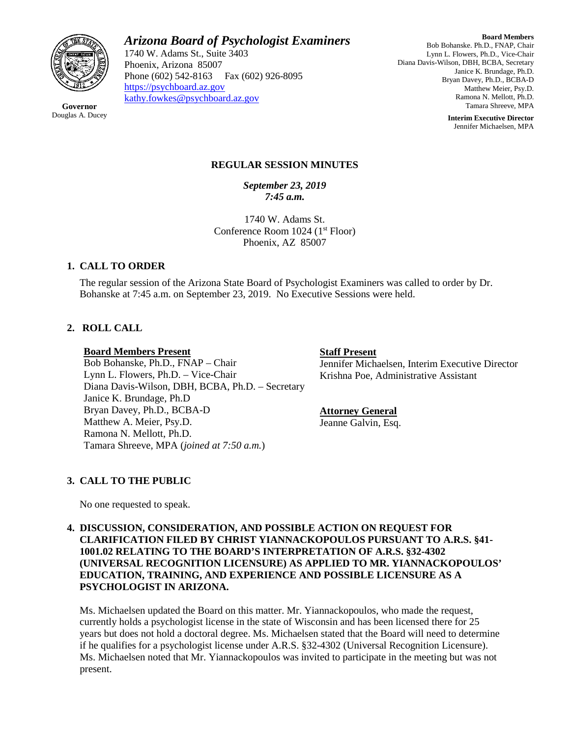**Arizona Board of Psychologist Examiners**
1740 W. Adams St., Suite 3403
Phoenix, Arizona 85007
Phone (602) 542-8163 Fax (602) 926-8095
https://psychboard.az.gov
kathy.fowkes@psychboard.az.gov

**Governor**
Douglas A. Ducey

**Board Members**
Bob Bohanske. Ph.D., FNAP, Chair
Lynn L. Flowers, Ph.D., Vice-Chair
Diana Davis-Wilson, DBH, BCBA, Secretary
Janice K. Brundage, Ph.D.
Bryan Davey, Ph.D., BCBA-D
Matthew Meier, Psy.D.
Ramona N. Mellott, Ph.D.
Tamara Shreeve, MPA

**Interim Executive Director**
Jennifer Michaelsen, MPA

# REGULAR SESSION MINUTES

***September 23, 2019***
***7:45 a.m.***

1740 W. Adams St.
Conference Room 1024 (1st Floor)
Phoenix, AZ 85007

## 1. CALL TO ORDER

The regular session of the Arizona State Board of Psychologist Examiners was called to order by Dr. Bohanske at 7:45 a.m. on September 23, 2019. No Executive Sessions were held.

## 2. ROLL CALL

**Board Members Present**
Bob Bohanske, Ph.D., FNAP – Chair
Lynn L. Flowers, Ph.D. – Vice-Chair
Diana Davis-Wilson, DBH, BCBA, Ph.D. – Secretary
Janice K. Brundage, Ph.D
Bryan Davey, Ph.D., BCBA-D
Matthew A. Meier, Psy.D.
Ramona N. Mellott, Ph.D.
Tamara Shreeve, MPA (*joined at 7:50 a.m.*)

**Staff Present**
Jennifer Michaelsen, Interim Executive Director
Krishna Poe, Administrative Assistant

**Attorney General**
Jeanne Galvin, Esq.

## 3. CALL TO THE PUBLIC

No one requested to speak.

## 4. DISCUSSION, CONSIDERATION, AND POSSIBLE ACTION ON REQUEST FOR CLARIFICATION FILED BY CHRIST YIANNACKOPOULOS PURSUANT TO A.R.S. §41-1001.02 RELATING TO THE BOARD'S INTERPRETATION OF A.R.S. §32-4302 (UNIVERSAL RECOGNITION LICENSURE) AS APPLIED TO MR. YIANNACKOPOULOS' EDUCATION, TRAINING, AND EXPERIENCE AND POSSIBLE LICENSURE AS A PSYCHOLOGIST IN ARIZONA.

Ms. Michaelsen updated the Board on this matter. Mr. Yiannackopoulos, who made the request, currently holds a psychologist license in the state of Wisconsin and has been licensed there for 25 years but does not hold a doctoral degree. Ms. Michaelsen stated that the Board will need to determine if he qualifies for a psychologist license under A.R.S. §32-4302 (Universal Recognition Licensure). Ms. Michaelsen noted that Mr. Yiannackopoulos was invited to participate in the meeting but was not present.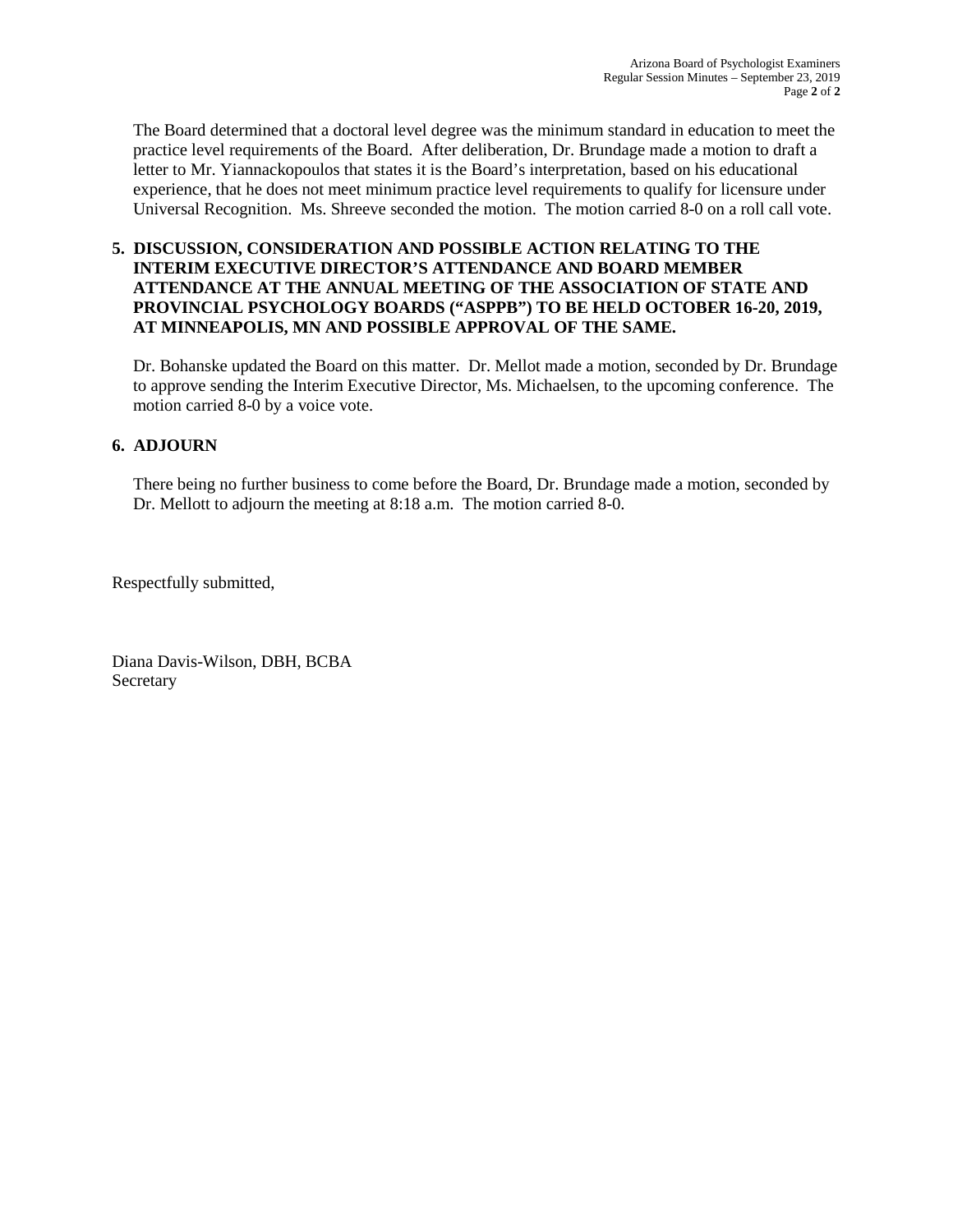The Board determined that a doctoral level degree was the minimum standard in education to meet the practice level requirements of the Board. After deliberation, Dr. Brundage made a motion to draft a letter to Mr. Yiannackopoulos that states it is the Board's interpretation, based on his educational experience, that he does not meet minimum practice level requirements to qualify for licensure under Universal Recognition. Ms. Shreeve seconded the motion. The motion carried 8-0 on a roll call vote.

**5. DISCUSSION, CONSIDERATION AND POSSIBLE ACTION RELATING TO THE INTERIM EXECUTIVE DIRECTOR'S ATTENDANCE AND BOARD MEMBER ATTENDANCE AT THE ANNUAL MEETING OF THE ASSOCIATION OF STATE AND PROVINCIAL PSYCHOLOGY BOARDS ("ASPPB") TO BE HELD OCTOBER 16-20, 2019, AT MINNEAPOLIS, MN AND POSSIBLE APPROVAL OF THE SAME.**

Dr. Bohanske updated the Board on this matter. Dr. Mellot made a motion, seconded by Dr. Brundage to approve sending the Interim Executive Director, Ms. Michaelsen, to the upcoming conference. The motion carried 8-0 by a voice vote.

**6. ADJOURN**

There being no further business to come before the Board, Dr. Brundage made a motion, seconded by Dr. Mellott to adjourn the meeting at 8:18 a.m. The motion carried 8-0.

Respectfully submitted,

Diana Davis-Wilson, DBH, BCBA
Secretary